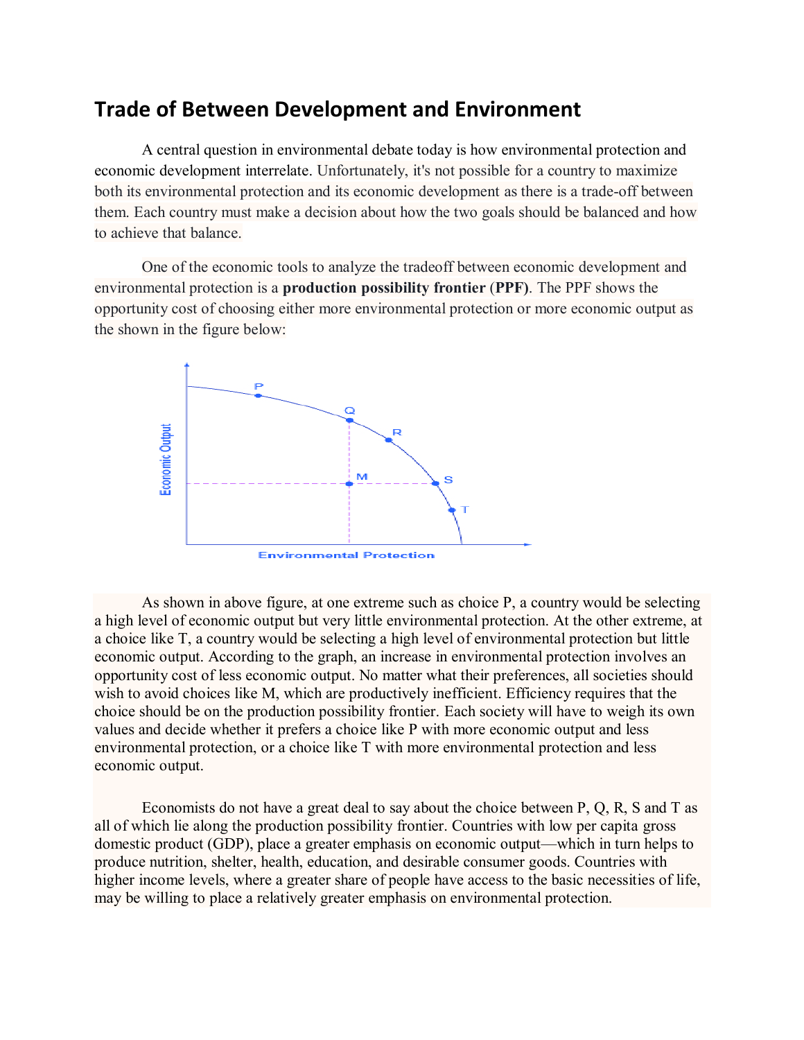# Trade of Between Development and Environment

A central question in environmental debate today is how environmental protection and economic development interrelate. Unfortunately, it's not possible for a country to maximize both its environmental protection and its economic development as there is a trade-off between them. Each country must make a decision about how the two goals should be balanced and how to achieve that balance.

One of the economic tools to analyze the tradeoff between economic development and environmental protection is a **production possibility frontier** (**PPF**). The PPF shows the opportunity cost of choosing either more environmental protection or more economic output as the shown in the figure below:

As shown in above figure, at one extreme such as choice P, a country would be selecting a high level of economic output but very little environmental protection. At the other extreme, at a choice like T, a country would be selecting a high level of environmental protection but little economic output. According to the graph, an increase in environmental protection involves an opportunity cost of less economic output. No matter what their preferences, all societies should wish to avoid choices like M, which are productively inefficient. Efficiency requires that the choice should be on the production possibility frontier. Each society will have to weigh its own values and decide whether it prefers a choice like P with more economic output and less environmental protection, or a choice like T with more environmental protection and less economic output.

Economists do not have a great deal to say about the choice between P, Q, R, S and T as all of which lie along the production possibility frontier. Countries with low per capita gross domestic product (GDP), place a greater emphasis on economic output—which in turn helps to produce nutrition, shelter, health, education, and desirable consumer goods. Countries with higher income levels, where a greater share of people have access to the basic necessities of life, may be willing to place a relatively greater emphasis on environmental protection.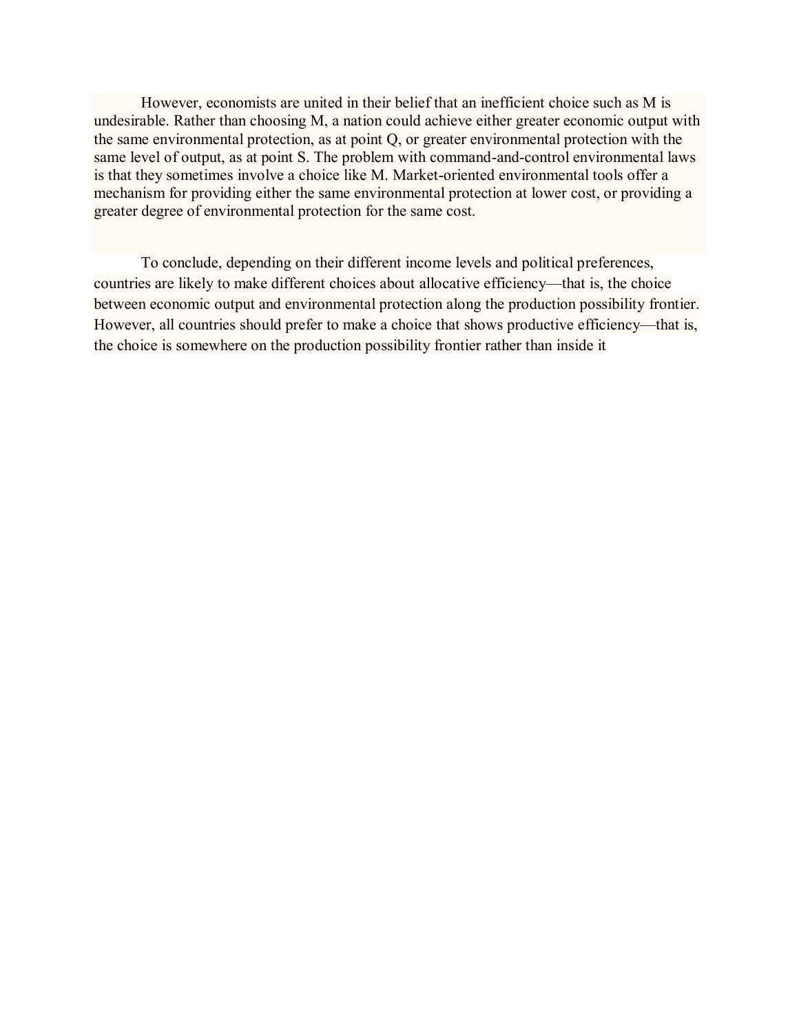However, economists are united in their belief that an inefficient choice such as M is undesirable. Rather than choosing M, a nation could achieve either greater economic output with the same environmental protection, as at point Q, or greater environmental protection with the same level of output, as at point S. The problem with command-and-control environmental laws is that they sometimes involve a choice like M. Market-oriented environmental tools offer a mechanism for providing either the same environmental protection at lower cost, or providing a greater degree of environmental protection for the same cost.

To conclude, depending on their different income levels and political preferences, countries are likely to make different choices about allocative efficiency—that is, the choice between economic output and environmental protection along the production possibility frontier. However, all countries should prefer to make a choice that shows productive efficiency—that is, the choice is somewhere on the production possibility frontier rather than inside it